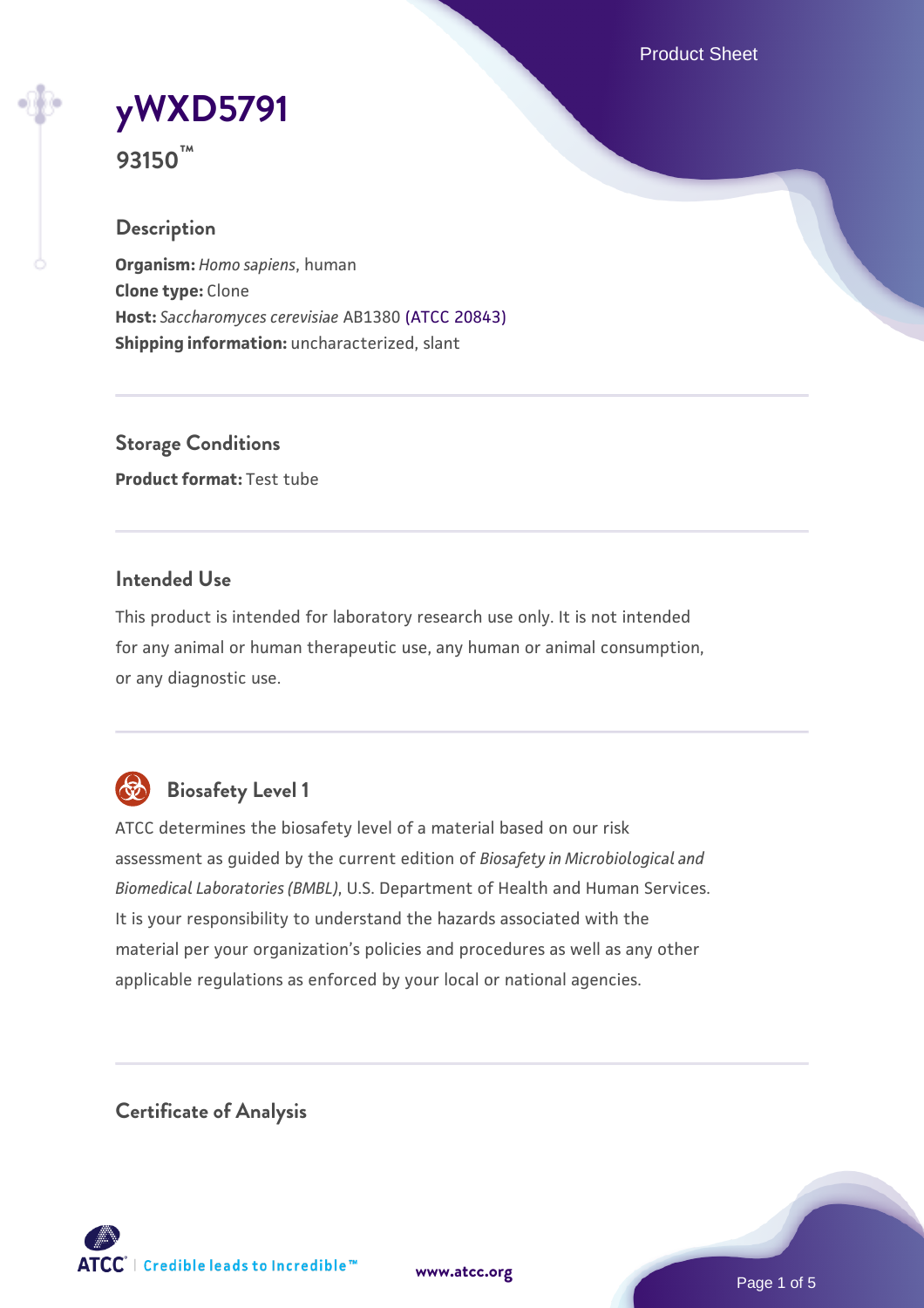# yWXD5791

**93150™**

## Description

**Organism:** *Homo sapiens*, human
**Clone type:** Clone
**Host:** *Saccharomyces cerevisiae* AB1380 (ATCC 20843)
**Shipping information:** uncharacterized, slant

## Storage Conditions

**Product format:** Test tube

## Intended Use

This product is intended for laboratory research use only. It is not intended for any animal or human therapeutic use, any human or animal consumption, or any diagnostic use.

## Biosafety Level 1

ATCC determines the biosafety level of a material based on our risk assessment as guided by the current edition of *Biosafety in Microbiological and Biomedical Laboratories (BMBL)*, U.S. Department of Health and Human Services. It is your responsibility to understand the hazards associated with the material per your organization's policies and procedures as well as any other applicable regulations as enforced by your local or national agencies.

## Certificate of Analysis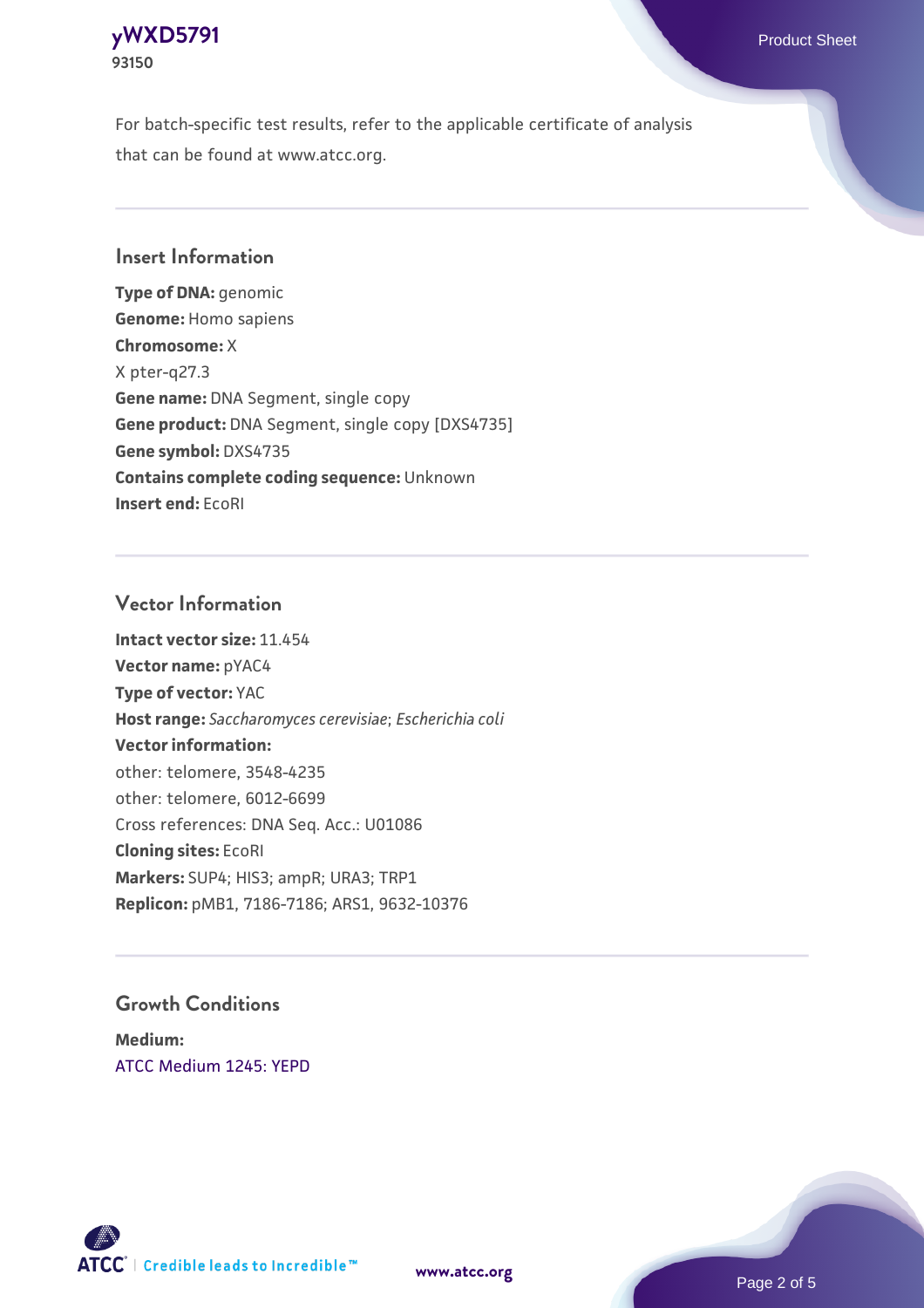For batch-specific test results, refer to the applicable certificate of analysis that can be found at www.atcc.org.

## Insert Information

**Type of DNA:** genomic
**Genome:** Homo sapiens
**Chromosome:** X
X pter-q27.3
**Gene name:** DNA Segment, single copy
**Gene product:** DNA Segment, single copy [DXS4735]
**Gene symbol:** DXS4735
**Contains complete coding sequence:** Unknown
**Insert end:** EcoRI

## Vector Information

**Intact vector size:** 11.454
**Vector name:** pYAC4
**Type of vector:** YAC
**Host range:** *Saccharomyces cerevisiae*; *Escherichia coli*
**Vector information:**
other: telomere, 3548-4235
other: telomere, 6012-6699
Cross references: DNA Seq. Acc.: U01086
**Cloning sites:** EcoRI
**Markers:** SUP4; HIS3; ampR; URA3; TRP1
**Replicon:** pMB1, 7186-7186; ARS1, 9632-10376

## Growth Conditions

**Medium:**
ATCC Medium 1245: YEPD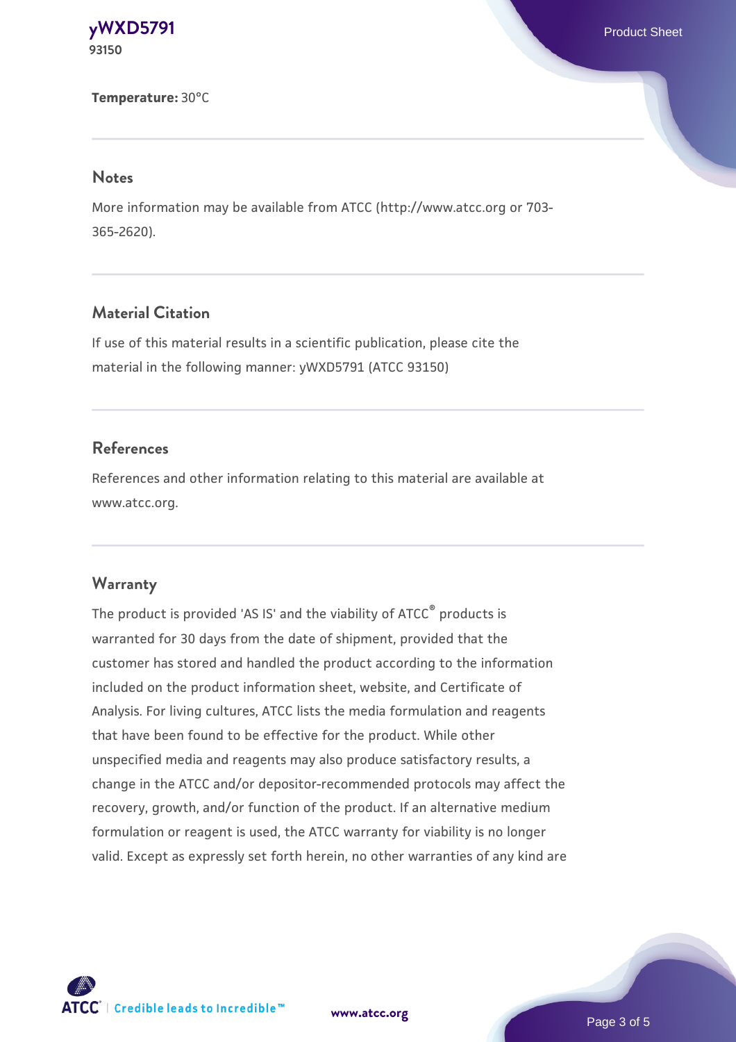**Temperature:** 30°C

## Notes

More information may be available from ATCC (http://www.atcc.org or 703-365-2620).

## Material Citation

If use of this material results in a scientific publication, please cite the material in the following manner: yWXD5791 (ATCC 93150)

## References

References and other information relating to this material are available at www.atcc.org.

## Warranty

The product is provided 'AS IS' and the viability of ATCC® products is warranted for 30 days from the date of shipment, provided that the customer has stored and handled the product according to the information included on the product information sheet, website, and Certificate of Analysis. For living cultures, ATCC lists the media formulation and reagents that have been found to be effective for the product. While other unspecified media and reagents may also produce satisfactory results, a change in the ATCC and/or depositor-recommended protocols may affect the recovery, growth, and/or function of the product. If an alternative medium formulation or reagent is used, the ATCC warranty for viability is no longer valid. Except as expressly set forth herein, no other warranties of any kind are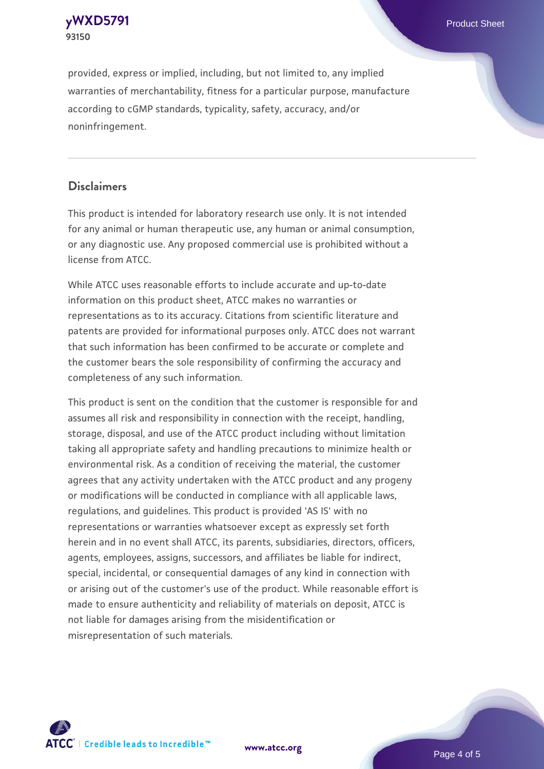provided, express or implied, including, but not limited to, any implied warranties of merchantability, fitness for a particular purpose, manufacture according to cGMP standards, typicality, safety, accuracy, and/or noninfringement.

## Disclaimers

This product is intended for laboratory research use only. It is not intended for any animal or human therapeutic use, any human or animal consumption, or any diagnostic use. Any proposed commercial use is prohibited without a license from ATCC.

While ATCC uses reasonable efforts to include accurate and up-to-date information on this product sheet, ATCC makes no warranties or representations as to its accuracy. Citations from scientific literature and patents are provided for informational purposes only. ATCC does not warrant that such information has been confirmed to be accurate or complete and the customer bears the sole responsibility of confirming the accuracy and completeness of any such information.

This product is sent on the condition that the customer is responsible for and assumes all risk and responsibility in connection with the receipt, handling, storage, disposal, and use of the ATCC product including without limitation taking all appropriate safety and handling precautions to minimize health or environmental risk. As a condition of receiving the material, the customer agrees that any activity undertaken with the ATCC product and any progeny or modifications will be conducted in compliance with all applicable laws, regulations, and guidelines. This product is provided 'AS IS' with no representations or warranties whatsoever except as expressly set forth herein and in no event shall ATCC, its parents, subsidiaries, directors, officers, agents, employees, assigns, successors, and affiliates be liable for indirect, special, incidental, or consequential damages of any kind in connection with or arising out of the customer's use of the product. While reasonable effort is made to ensure authenticity and reliability of materials on deposit, ATCC is not liable for damages arising from the misidentification or misrepresentation of such materials.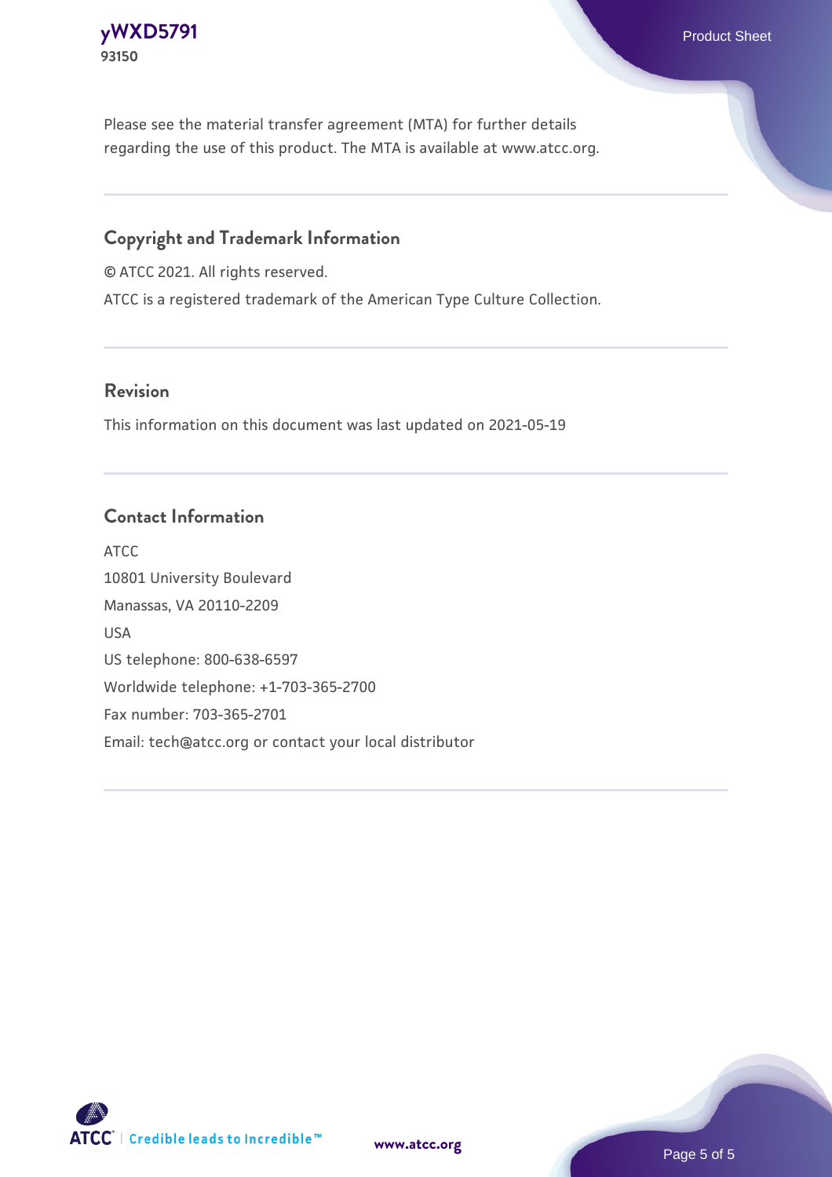Please see the material transfer agreement (MTA) for further details regarding the use of this product. The MTA is available at www.atcc.org.

## Copyright and Trademark Information

© ATCC 2021. All rights reserved.

ATCC is a registered trademark of the American Type Culture Collection.

## Revision

This information on this document was last updated on 2021-05-19

## Contact Information

ATCC
10801 University Boulevard
Manassas, VA 20110-2209
USA
US telephone: 800-638-6597
Worldwide telephone: +1-703-365-2700
Fax number: 703-365-2701
Email: tech@atcc.org or contact your local distributor